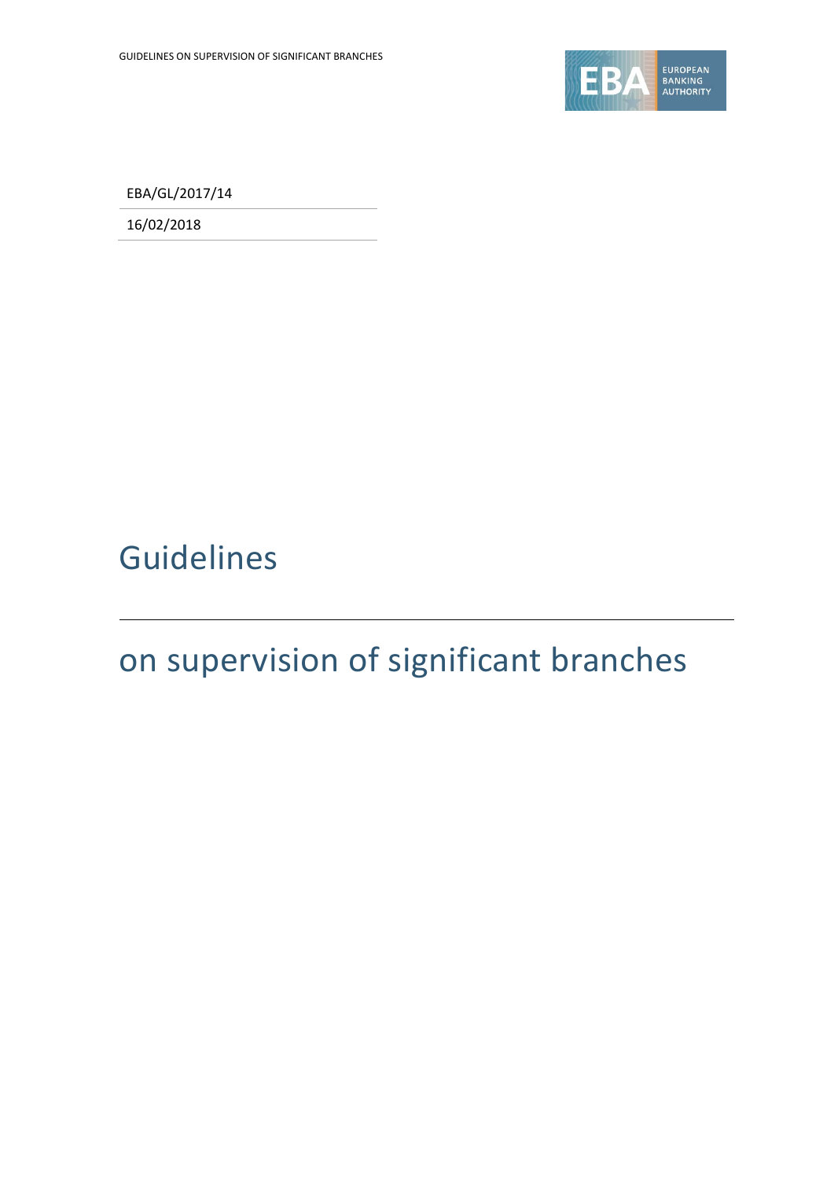EBA/GL/2017/14

16/02/2018

# Guidelines

# on supervision of significant branches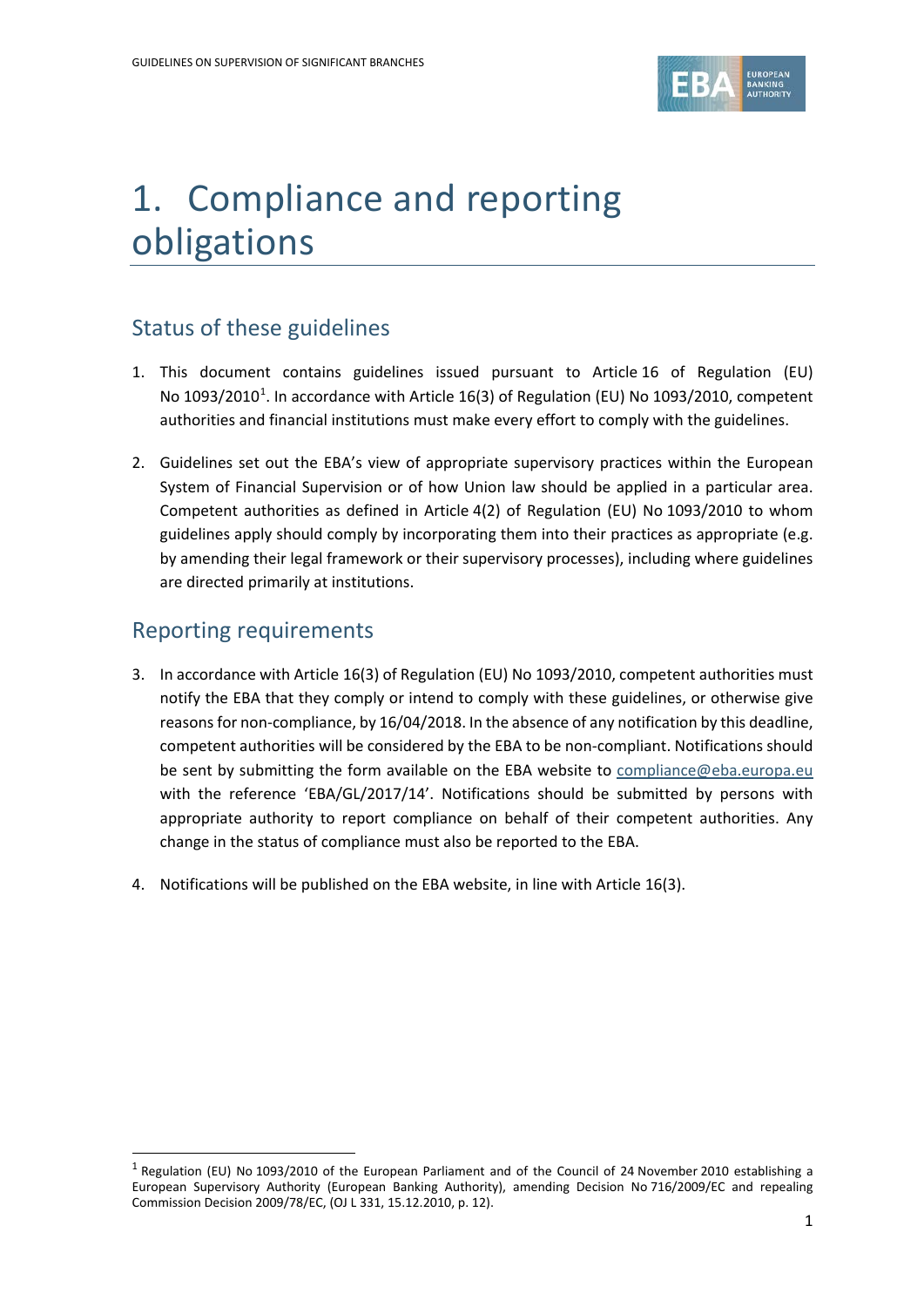# 1. Compliance and reporting obligations

## Status of these guidelines

1. This document contains guidelines issued pursuant to Article 16 of Regulation (EU) No 1093/2010[1]. In accordance with Article 16(3) of Regulation (EU) No 1093/2010, competent authorities and financial institutions must make every effort to comply with the guidelines.

2. Guidelines set out the EBA's view of appropriate supervisory practices within the European System of Financial Supervision or of how Union law should be applied in a particular area. Competent authorities as defined in Article 4(2) of Regulation (EU) No 1093/2010 to whom guidelines apply should comply by incorporating them into their practices as appropriate (e.g. by amending their legal framework or their supervisory processes), including where guidelines are directed primarily at institutions.

## Reporting requirements

3. In accordance with Article 16(3) of Regulation (EU) No 1093/2010, competent authorities must notify the EBA that they comply or intend to comply with these guidelines, or otherwise give reasons for non-compliance, by 16/04/2018. In the absence of any notification by this deadline, competent authorities will be considered by the EBA to be non-compliant. Notifications should be sent by submitting the form available on the EBA website to compliance@eba.europa.eu with the reference 'EBA/GL/2017/14'. Notifications should be submitted by persons with appropriate authority to report compliance on behalf of their competent authorities. Any change in the status of compliance must also be reported to the EBA.

4. Notifications will be published on the EBA website, in line with Article 16(3).

[1] Regulation (EU) No 1093/2010 of the European Parliament and of the Council of 24 November 2010 establishing a European Supervisory Authority (European Banking Authority), amending Decision No 716/2009/EC and repealing Commission Decision 2009/78/EC, (OJ L 331, 15.12.2010, p. 12).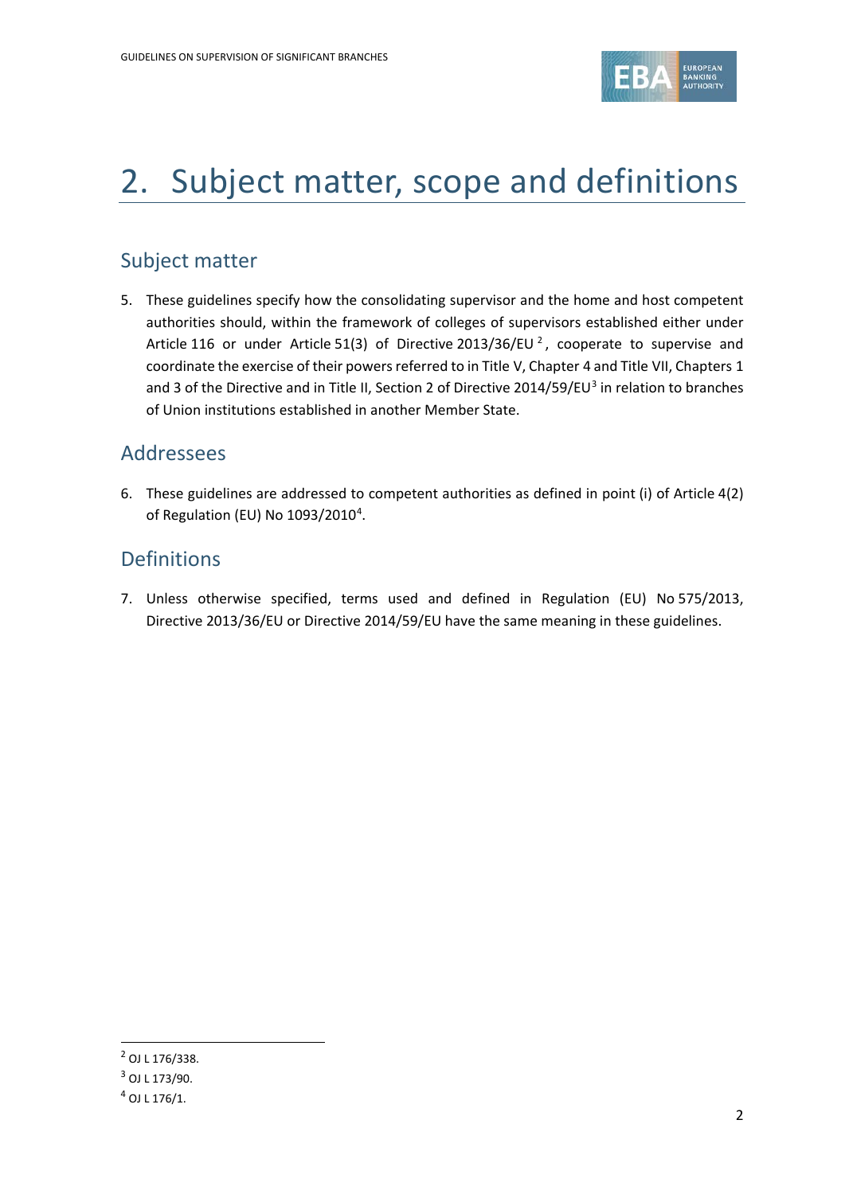# 2. Subject matter, scope and definitions

## Subject matter

5. These guidelines specify how the consolidating supervisor and the home and host competent authorities should, within the framework of colleges of supervisors established either under Article 116 or under Article 51(3) of Directive 2013/36/EU[2], cooperate to supervise and coordinate the exercise of their powers referred to in Title V, Chapter 4 and Title VII, Chapters 1 and 3 of the Directive and in Title II, Section 2 of Directive 2014/59/EU[3] in relation to branches of Union institutions established in another Member State.

## Addressees

6. These guidelines are addressed to competent authorities as defined in point (i) of Article 4(2) of Regulation (EU) No 1093/2010[4].

## Definitions

7. Unless otherwise specified, terms used and defined in Regulation (EU) No 575/2013, Directive 2013/36/EU or Directive 2014/59/EU have the same meaning in these guidelines.

---

[2] OJ L 176/338.

[3] OJ L 173/90.

[4] OJ L 176/1.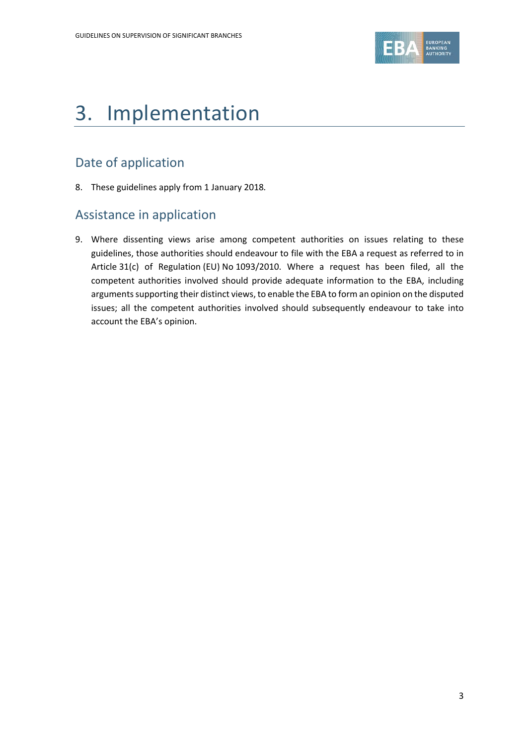# 3. Implementation

## Date of application

8. These guidelines apply from 1 January 2018.

## Assistance in application

9. Where dissenting views arise among competent authorities on issues relating to these guidelines, those authorities should endeavour to file with the EBA a request as referred to in Article 31(c) of Regulation (EU) No 1093/2010. Where a request has been filed, all the competent authorities involved should provide adequate information to the EBA, including arguments supporting their distinct views, to enable the EBA to form an opinion on the disputed issues; all the competent authorities involved should subsequently endeavour to take into account the EBA's opinion.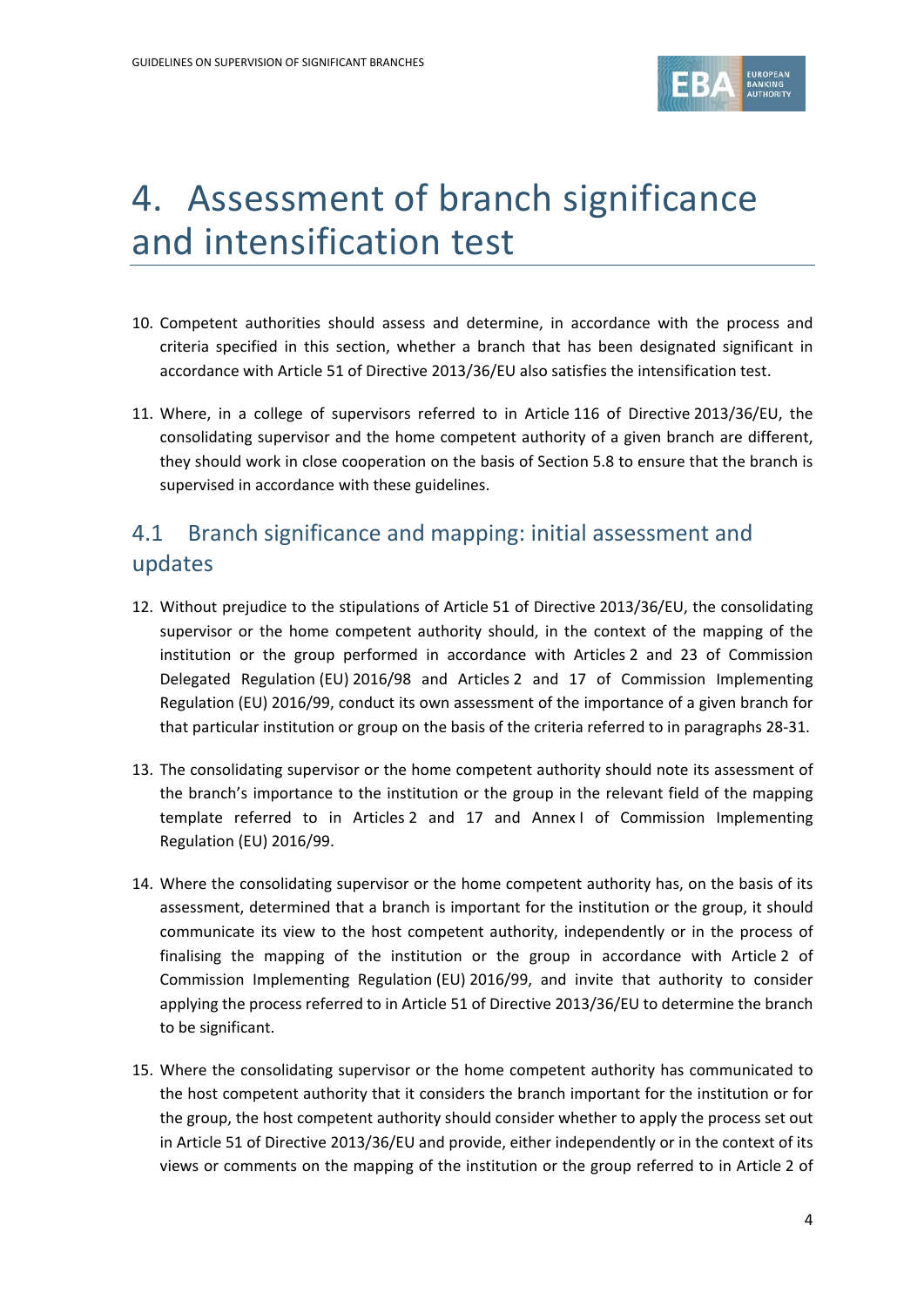# 4. Assessment of branch significance and intensification test

10. Competent authorities should assess and determine, in accordance with the process and criteria specified in this section, whether a branch that has been designated significant in accordance with Article 51 of Directive 2013/36/EU also satisfies the intensification test.

11. Where, in a college of supervisors referred to in Article 116 of Directive 2013/36/EU, the consolidating supervisor and the home competent authority of a given branch are different, they should work in close cooperation on the basis of Section 5.8 to ensure that the branch is supervised in accordance with these guidelines.

## 4.1 Branch significance and mapping: initial assessment and updates

12. Without prejudice to the stipulations of Article 51 of Directive 2013/36/EU, the consolidating supervisor or the home competent authority should, in the context of the mapping of the institution or the group performed in accordance with Articles 2 and 23 of Commission Delegated Regulation (EU) 2016/98 and Articles 2 and 17 of Commission Implementing Regulation (EU) 2016/99, conduct its own assessment of the importance of a given branch for that particular institution or group on the basis of the criteria referred to in paragraphs 28-31.

13. The consolidating supervisor or the home competent authority should note its assessment of the branch's importance to the institution or the group in the relevant field of the mapping template referred to in Articles 2 and 17 and Annex I of Commission Implementing Regulation (EU) 2016/99.

14. Where the consolidating supervisor or the home competent authority has, on the basis of its assessment, determined that a branch is important for the institution or the group, it should communicate its view to the host competent authority, independently or in the process of finalising the mapping of the institution or the group in accordance with Article 2 of Commission Implementing Regulation (EU) 2016/99, and invite that authority to consider applying the process referred to in Article 51 of Directive 2013/36/EU to determine the branch to be significant.

15. Where the consolidating supervisor or the home competent authority has communicated to the host competent authority that it considers the branch important for the institution or for the group, the host competent authority should consider whether to apply the process set out in Article 51 of Directive 2013/36/EU and provide, either independently or in the context of its views or comments on the mapping of the institution or the group referred to in Article 2 of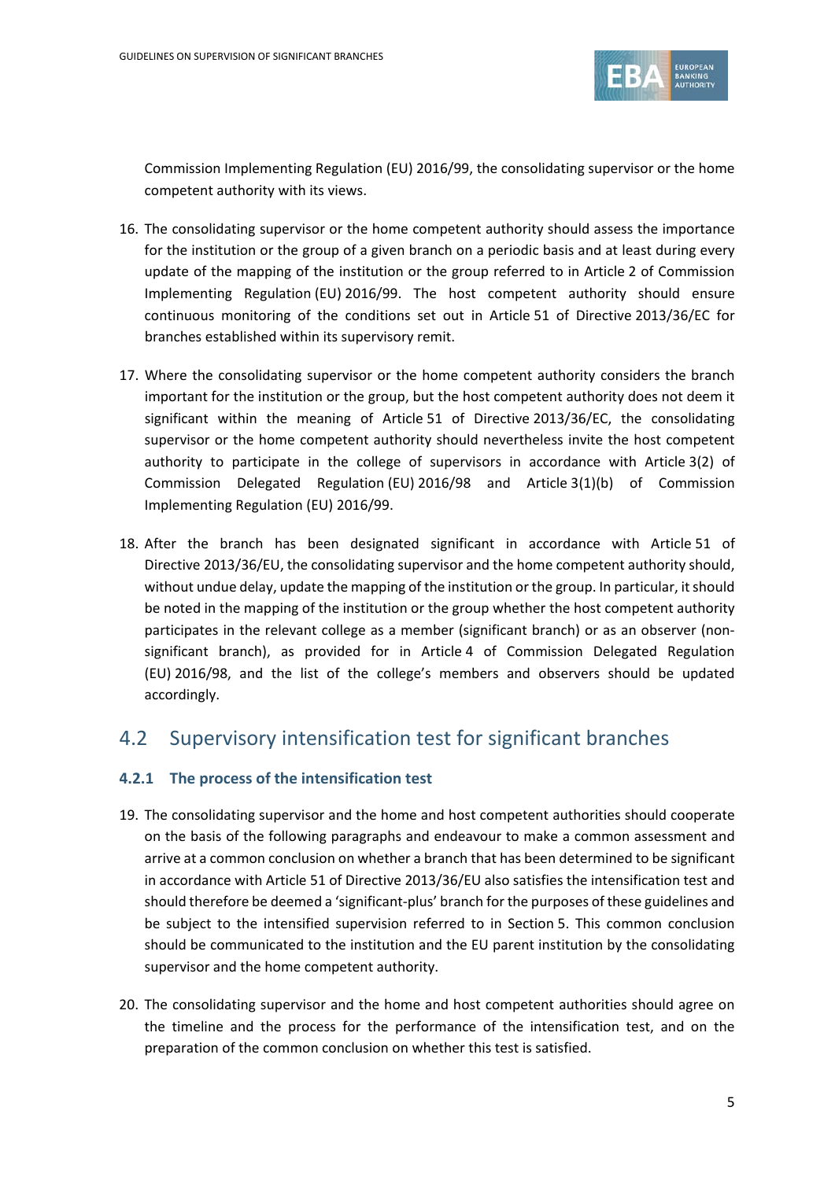Commission Implementing Regulation (EU) 2016/99, the consolidating supervisor or the home competent authority with its views.

16. The consolidating supervisor or the home competent authority should assess the importance for the institution or the group of a given branch on a periodic basis and at least during every update of the mapping of the institution or the group referred to in Article 2 of Commission Implementing Regulation (EU) 2016/99. The host competent authority should ensure continuous monitoring of the conditions set out in Article 51 of Directive 2013/36/EC for branches established within its supervisory remit.

17. Where the consolidating supervisor or the home competent authority considers the branch important for the institution or the group, but the host competent authority does not deem it significant within the meaning of Article 51 of Directive 2013/36/EC, the consolidating supervisor or the home competent authority should nevertheless invite the host competent authority to participate in the college of supervisors in accordance with Article 3(2) of Commission Delegated Regulation (EU) 2016/98 and Article 3(1)(b) of Commission Implementing Regulation (EU) 2016/99.

18. After the branch has been designated significant in accordance with Article 51 of Directive 2013/36/EU, the consolidating supervisor and the home competent authority should, without undue delay, update the mapping of the institution or the group. In particular, it should be noted in the mapping of the institution or the group whether the host competent authority participates in the relevant college as a member (significant branch) or as an observer (non-significant branch), as provided for in Article 4 of Commission Delegated Regulation (EU) 2016/98, and the list of the college's members and observers should be updated accordingly.

## 4.2 Supervisory intensification test for significant branches

### 4.2.1 The process of the intensification test

19. The consolidating supervisor and the home and host competent authorities should cooperate on the basis of the following paragraphs and endeavour to make a common assessment and arrive at a common conclusion on whether a branch that has been determined to be significant in accordance with Article 51 of Directive 2013/36/EU also satisfies the intensification test and should therefore be deemed a 'significant-plus' branch for the purposes of these guidelines and be subject to the intensified supervision referred to in Section 5. This common conclusion should be communicated to the institution and the EU parent institution by the consolidating supervisor and the home competent authority.

20. The consolidating supervisor and the home and host competent authorities should agree on the timeline and the process for the performance of the intensification test, and on the preparation of the common conclusion on whether this test is satisfied.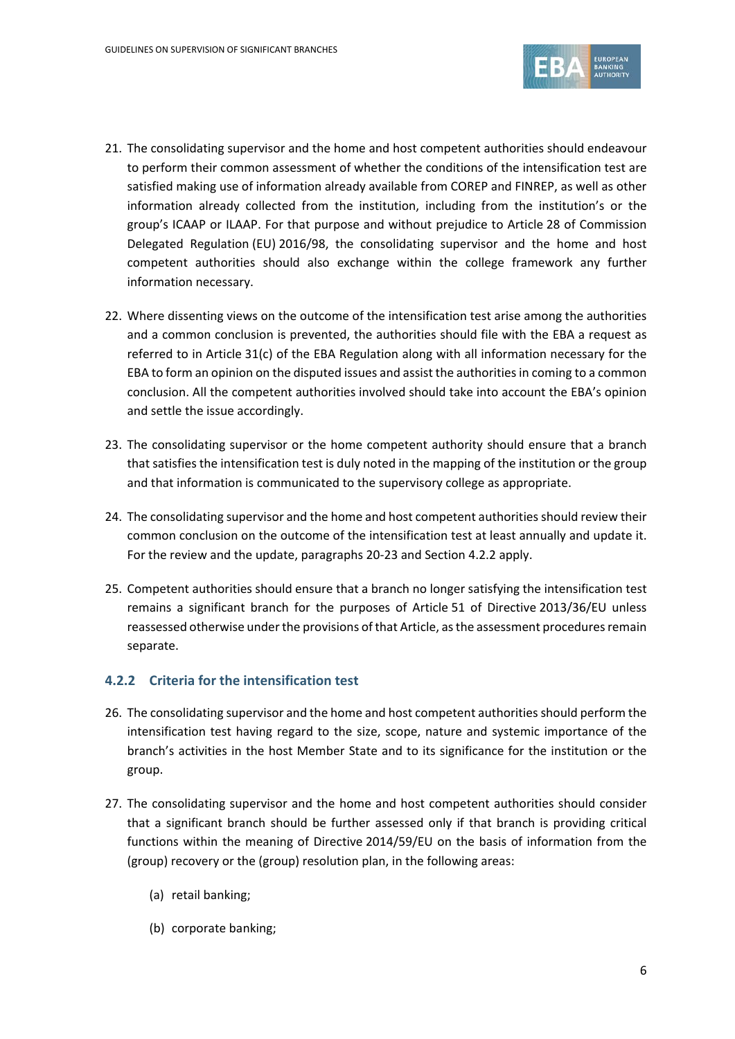21. The consolidating supervisor and the home and host competent authorities should endeavour to perform their common assessment of whether the conditions of the intensification test are satisfied making use of information already available from COREP and FINREP, as well as other information already collected from the institution, including from the institution's or the group's ICAAP or ILAAP. For that purpose and without prejudice to Article 28 of Commission Delegated Regulation (EU) 2016/98, the consolidating supervisor and the home and host competent authorities should also exchange within the college framework any further information necessary.

22. Where dissenting views on the outcome of the intensification test arise among the authorities and a common conclusion is prevented, the authorities should file with the EBA a request as referred to in Article 31(c) of the EBA Regulation along with all information necessary for the EBA to form an opinion on the disputed issues and assist the authorities in coming to a common conclusion. All the competent authorities involved should take into account the EBA's opinion and settle the issue accordingly.

23. The consolidating supervisor or the home competent authority should ensure that a branch that satisfies the intensification test is duly noted in the mapping of the institution or the group and that information is communicated to the supervisory college as appropriate.

24. The consolidating supervisor and the home and host competent authorities should review their common conclusion on the outcome of the intensification test at least annually and update it. For the review and the update, paragraphs 20-23 and Section 4.2.2 apply.

25. Competent authorities should ensure that a branch no longer satisfying the intensification test remains a significant branch for the purposes of Article 51 of Directive 2013/36/EU unless reassessed otherwise under the provisions of that Article, as the assessment procedures remain separate.

### 4.2.2 Criteria for the intensification test

26. The consolidating supervisor and the home and host competent authorities should perform the intensification test having regard to the size, scope, nature and systemic importance of the branch's activities in the host Member State and to its significance for the institution or the group.

27. The consolidating supervisor and the home and host competent authorities should consider that a significant branch should be further assessed only if that branch is providing critical functions within the meaning of Directive 2014/59/EU on the basis of information from the (group) recovery or the (group) resolution plan, in the following areas:

    (a) retail banking;

    (b) corporate banking;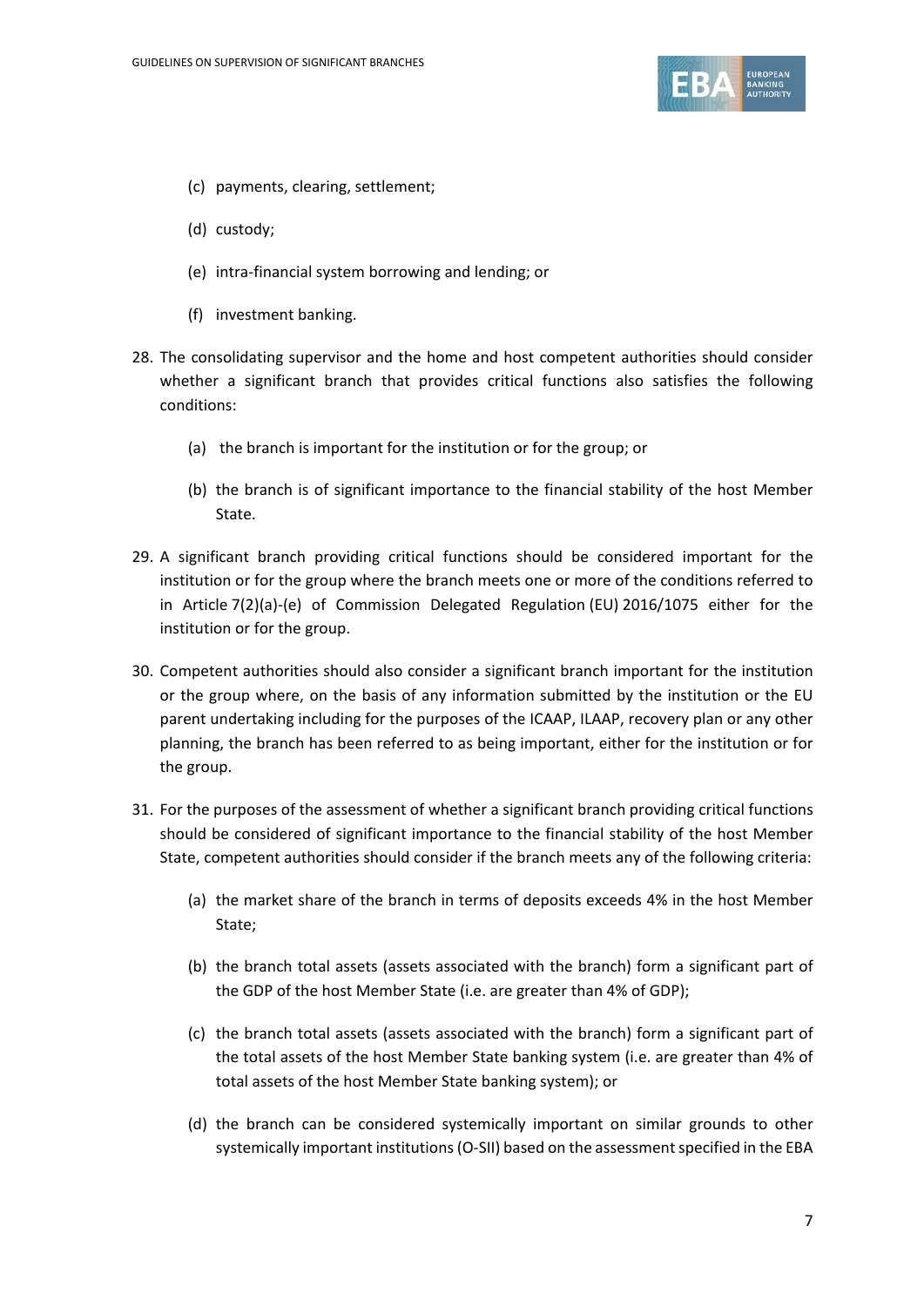(c) payments, clearing, settlement;

(d) custody;

(e) intra-financial system borrowing and lending; or

(f) investment banking.

28. The consolidating supervisor and the home and host competent authorities should consider whether a significant branch that provides critical functions also satisfies the following conditions:

    (a) the branch is important for the institution or for the group; or

    (b) the branch is of significant importance to the financial stability of the host Member State.

29. A significant branch providing critical functions should be considered important for the institution or for the group where the branch meets one or more of the conditions referred to in Article 7(2)(a)-(e) of Commission Delegated Regulation (EU) 2016/1075 either for the institution or for the group.

30. Competent authorities should also consider a significant branch important for the institution or the group where, on the basis of any information submitted by the institution or the EU parent undertaking including for the purposes of the ICAAP, ILAAP, recovery plan or any other planning, the branch has been referred to as being important, either for the institution or for the group.

31. For the purposes of the assessment of whether a significant branch providing critical functions should be considered of significant importance to the financial stability of the host Member State, competent authorities should consider if the branch meets any of the following criteria:

    (a) the market share of the branch in terms of deposits exceeds 4% in the host Member State;

    (b) the branch total assets (assets associated with the branch) form a significant part of the GDP of the host Member State (i.e. are greater than 4% of GDP);

    (c) the branch total assets (assets associated with the branch) form a significant part of the total assets of the host Member State banking system (i.e. are greater than 4% of total assets of the host Member State banking system); or

    (d) the branch can be considered systemically important on similar grounds to other systemically important institutions (O-SII) based on the assessment specified in the EBA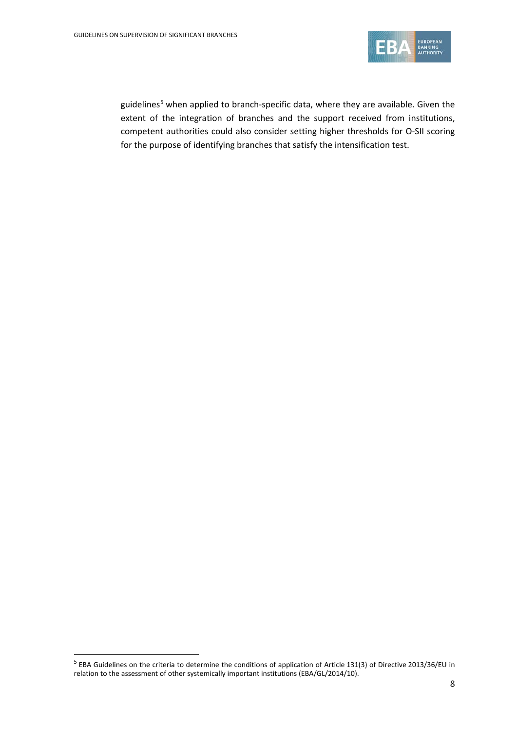guidelines[5] when applied to branch-specific data, where they are available. Given the extent of the integration of branches and the support received from institutions, competent authorities could also consider setting higher thresholds for O-SII scoring for the purpose of identifying branches that satisfy the intensification test.

[5] EBA Guidelines on the criteria to determine the conditions of application of Article 131(3) of Directive 2013/36/EU in relation to the assessment of other systemically important institutions (EBA/GL/2014/10).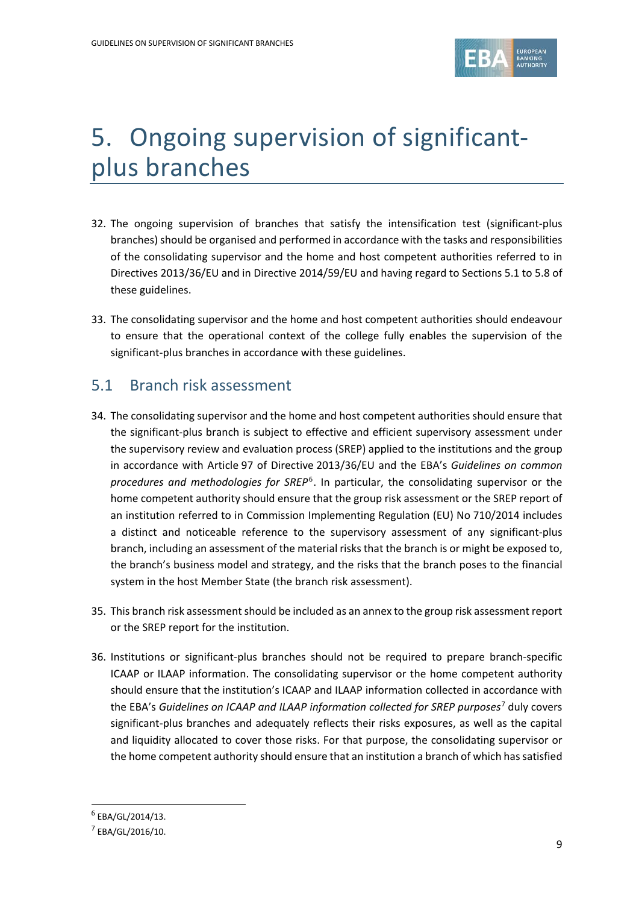# 5. Ongoing supervision of significant-plus branches

32. The ongoing supervision of branches that satisfy the intensification test (significant-plus branches) should be organised and performed in accordance with the tasks and responsibilities of the consolidating supervisor and the home and host competent authorities referred to in Directives 2013/36/EU and in Directive 2014/59/EU and having regard to Sections 5.1 to 5.8 of these guidelines.

33. The consolidating supervisor and the home and host competent authorities should endeavour to ensure that the operational context of the college fully enables the supervision of the significant-plus branches in accordance with these guidelines.

## 5.1 Branch risk assessment

34. The consolidating supervisor and the home and host competent authorities should ensure that the significant-plus branch is subject to effective and efficient supervisory assessment under the supervisory review and evaluation process (SREP) applied to the institutions and the group in accordance with Article 97 of Directive 2013/36/EU and the EBA's *Guidelines on common procedures and methodologies for SREP*[6]. In particular, the consolidating supervisor or the home competent authority should ensure that the group risk assessment or the SREP report of an institution referred to in Commission Implementing Regulation (EU) No 710/2014 includes a distinct and noticeable reference to the supervisory assessment of any significant-plus branch, including an assessment of the material risks that the branch is or might be exposed to, the branch's business model and strategy, and the risks that the branch poses to the financial system in the host Member State (the branch risk assessment).

35. This branch risk assessment should be included as an annex to the group risk assessment report or the SREP report for the institution.

36. Institutions or significant-plus branches should not be required to prepare branch-specific ICAAP or ILAAP information. The consolidating supervisor or the home competent authority should ensure that the institution's ICAAP and ILAAP information collected in accordance with the EBA's *Guidelines on ICAAP and ILAAP information collected for SREP purposes*[7] duly covers significant-plus branches and adequately reflects their risks exposures, as well as the capital and liquidity allocated to cover those risks. For that purpose, the consolidating supervisor or the home competent authority should ensure that an institution a branch of which has satisfied

---

[6] EBA/GL/2014/13.

[7] EBA/GL/2016/10.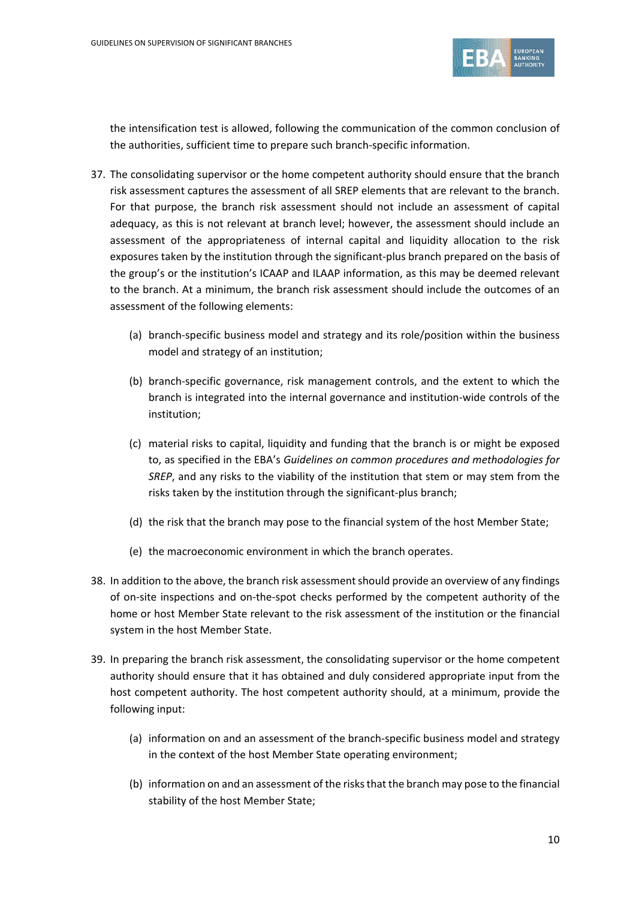the intensification test is allowed, following the communication of the common conclusion of the authorities, sufficient time to prepare such branch-specific information.

37. The consolidating supervisor or the home competent authority should ensure that the branch risk assessment captures the assessment of all SREP elements that are relevant to the branch. For that purpose, the branch risk assessment should not include an assessment of capital adequacy, as this is not relevant at branch level; however, the assessment should include an assessment of the appropriateness of internal capital and liquidity allocation to the risk exposures taken by the institution through the significant-plus branch prepared on the basis of the group's or the institution's ICAAP and ILAAP information, as this may be deemed relevant to the branch. At a minimum, the branch risk assessment should include the outcomes of an assessment of the following elements:

   (a) branch-specific business model and strategy and its role/position within the business model and strategy of an institution;

   (b) branch-specific governance, risk management controls, and the extent to which the branch is integrated into the internal governance and institution-wide controls of the institution;

   (c) material risks to capital, liquidity and funding that the branch is or might be exposed to, as specified in the EBA's *Guidelines on common procedures and methodologies for SREP*, and any risks to the viability of the institution that stem or may stem from the risks taken by the institution through the significant-plus branch;

   (d) the risk that the branch may pose to the financial system of the host Member State;

   (e) the macroeconomic environment in which the branch operates.

38. In addition to the above, the branch risk assessment should provide an overview of any findings of on-site inspections and on-the-spot checks performed by the competent authority of the home or host Member State relevant to the risk assessment of the institution or the financial system in the host Member State.

39. In preparing the branch risk assessment, the consolidating supervisor or the home competent authority should ensure that it has obtained and duly considered appropriate input from the host competent authority. The host competent authority should, at a minimum, provide the following input:

   (a) information on and an assessment of the branch-specific business model and strategy in the context of the host Member State operating environment;

   (b) information on and an assessment of the risks that the branch may pose to the financial stability of the host Member State;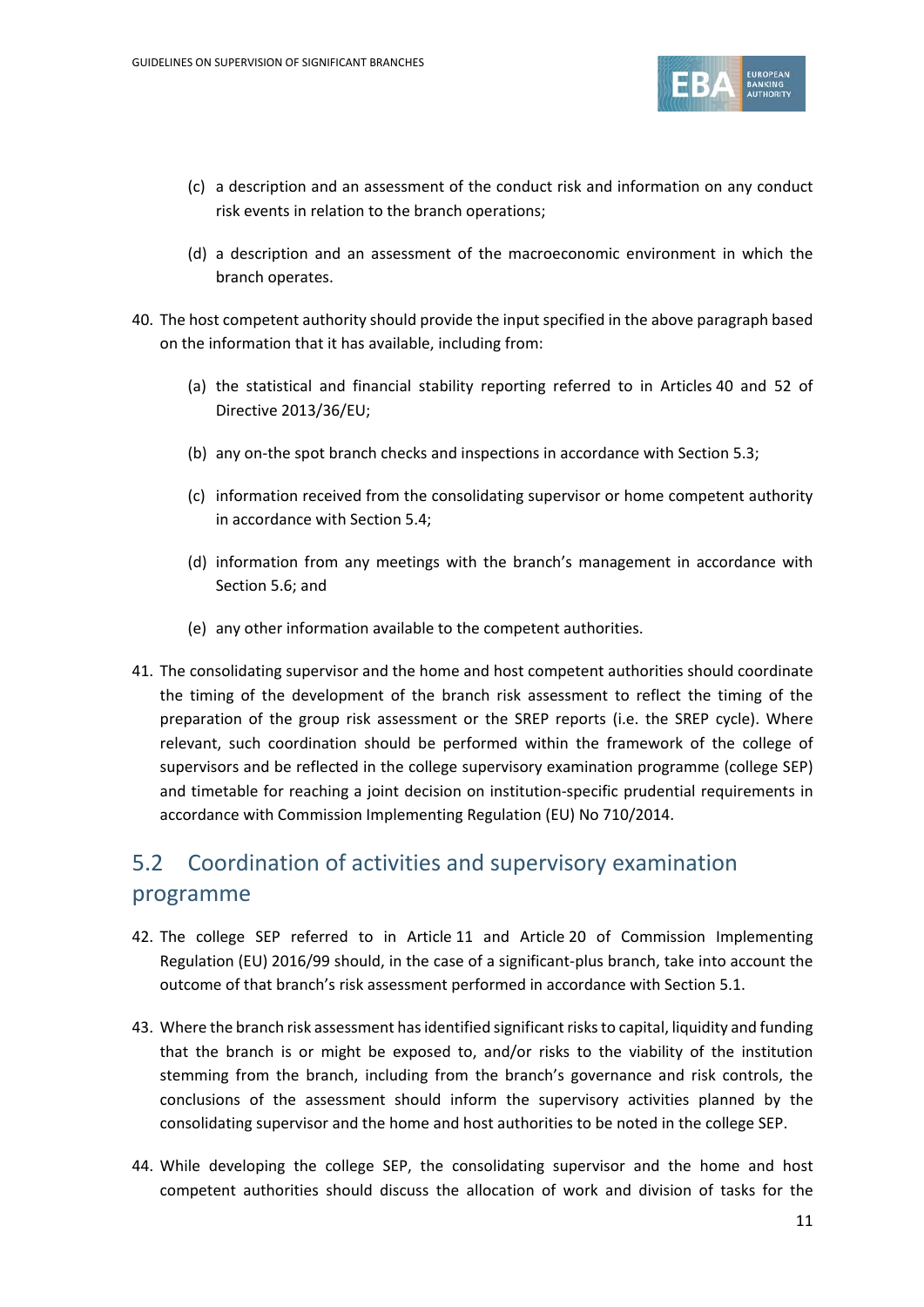(c) a description and an assessment of the conduct risk and information on any conduct risk events in relation to the branch operations;

(d) a description and an assessment of the macroeconomic environment in which the branch operates.

40. The host competent authority should provide the input specified in the above paragraph based on the information that it has available, including from:

    (a) the statistical and financial stability reporting referred to in Articles 40 and 52 of Directive 2013/36/EU;

    (b) any on-the spot branch checks and inspections in accordance with Section 5.3;

    (c) information received from the consolidating supervisor or home competent authority in accordance with Section 5.4;

    (d) information from any meetings with the branch's management in accordance with Section 5.6; and

    (e) any other information available to the competent authorities.

41. The consolidating supervisor and the home and host competent authorities should coordinate the timing of the development of the branch risk assessment to reflect the timing of the preparation of the group risk assessment or the SREP reports (i.e. the SREP cycle). Where relevant, such coordination should be performed within the framework of the college of supervisors and be reflected in the college supervisory examination programme (college SEP) and timetable for reaching a joint decision on institution-specific prudential requirements in accordance with Commission Implementing Regulation (EU) No 710/2014.

## 5.2 Coordination of activities and supervisory examination programme

42. The college SEP referred to in Article 11 and Article 20 of Commission Implementing Regulation (EU) 2016/99 should, in the case of a significant-plus branch, take into account the outcome of that branch's risk assessment performed in accordance with Section 5.1.

43. Where the branch risk assessment has identified significant risks to capital, liquidity and funding that the branch is or might be exposed to, and/or risks to the viability of the institution stemming from the branch, including from the branch's governance and risk controls, the conclusions of the assessment should inform the supervisory activities planned by the consolidating supervisor and the home and host authorities to be noted in the college SEP.

44. While developing the college SEP, the consolidating supervisor and the home and host competent authorities should discuss the allocation of work and division of tasks for the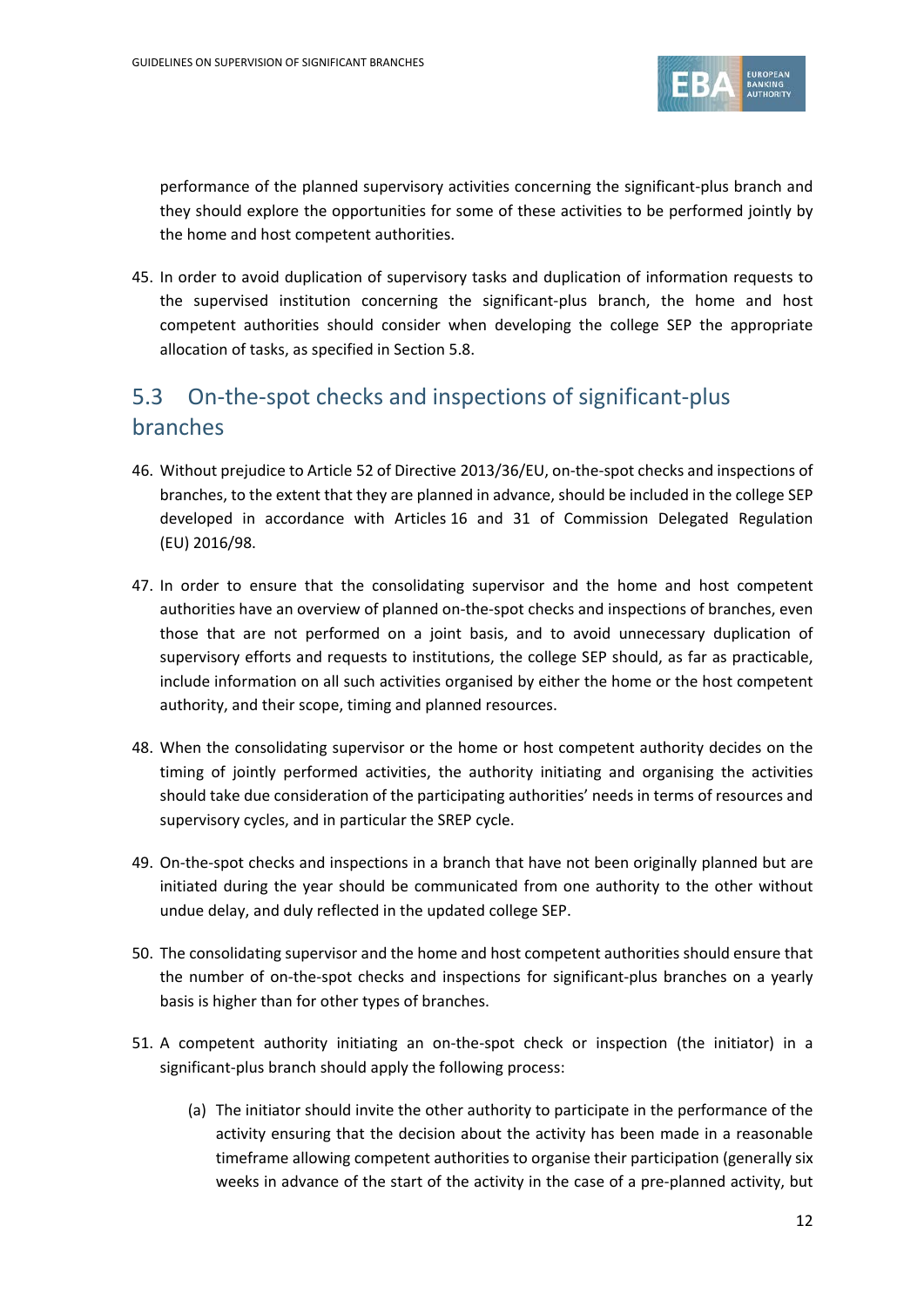performance of the planned supervisory activities concerning the significant-plus branch and they should explore the opportunities for some of these activities to be performed jointly by the home and host competent authorities.

45. In order to avoid duplication of supervisory tasks and duplication of information requests to the supervised institution concerning the significant-plus branch, the home and host competent authorities should consider when developing the college SEP the appropriate allocation of tasks, as specified in Section 5.8.

## 5.3 On-the-spot checks and inspections of significant-plus branches

46. Without prejudice to Article 52 of Directive 2013/36/EU, on-the-spot checks and inspections of branches, to the extent that they are planned in advance, should be included in the college SEP developed in accordance with Articles 16 and 31 of Commission Delegated Regulation (EU) 2016/98.

47. In order to ensure that the consolidating supervisor and the home and host competent authorities have an overview of planned on-the-spot checks and inspections of branches, even those that are not performed on a joint basis, and to avoid unnecessary duplication of supervisory efforts and requests to institutions, the college SEP should, as far as practicable, include information on all such activities organised by either the home or the host competent authority, and their scope, timing and planned resources.

48. When the consolidating supervisor or the home or host competent authority decides on the timing of jointly performed activities, the authority initiating and organising the activities should take due consideration of the participating authorities' needs in terms of resources and supervisory cycles, and in particular the SREP cycle.

49. On-the-spot checks and inspections in a branch that have not been originally planned but are initiated during the year should be communicated from one authority to the other without undue delay, and duly reflected in the updated college SEP.

50. The consolidating supervisor and the home and host competent authorities should ensure that the number of on-the-spot checks and inspections for significant-plus branches on a yearly basis is higher than for other types of branches.

51. A competent authority initiating an on-the-spot check or inspection (the initiator) in a significant-plus branch should apply the following process:

    (a) The initiator should invite the other authority to participate in the performance of the activity ensuring that the decision about the activity has been made in a reasonable timeframe allowing competent authorities to organise their participation (generally six weeks in advance of the start of the activity in the case of a pre-planned activity, but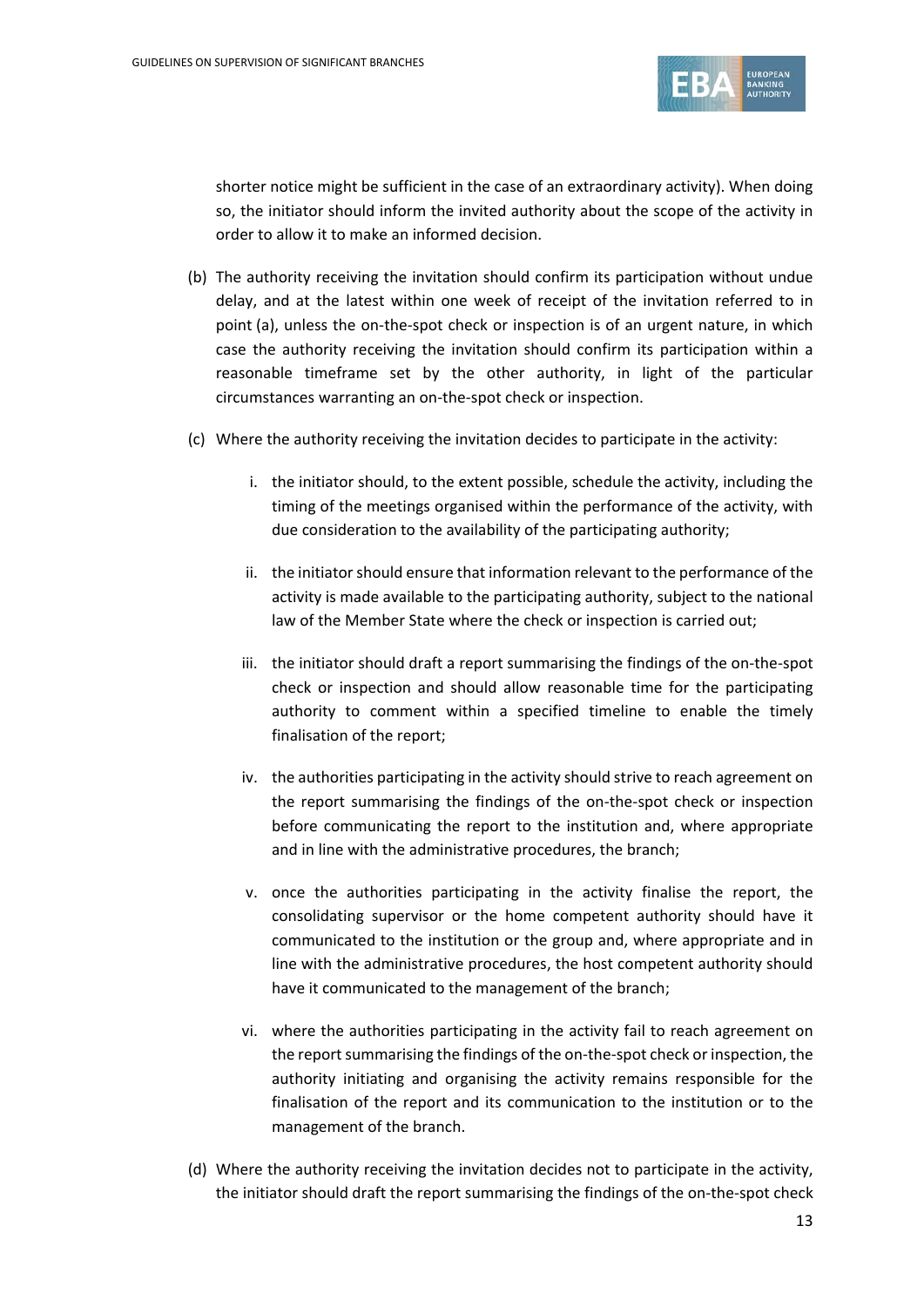shorter notice might be sufficient in the case of an extraordinary activity). When doing so, the initiator should inform the invited authority about the scope of the activity in order to allow it to make an informed decision.

(b) The authority receiving the invitation should confirm its participation without undue delay, and at the latest within one week of receipt of the invitation referred to in point (a), unless the on-the-spot check or inspection is of an urgent nature, in which case the authority receiving the invitation should confirm its participation within a reasonable timeframe set by the other authority, in light of the particular circumstances warranting an on-the-spot check or inspection.

(c) Where the authority receiving the invitation decides to participate in the activity:

i. the initiator should, to the extent possible, schedule the activity, including the timing of the meetings organised within the performance of the activity, with due consideration to the availability of the participating authority;

ii. the initiator should ensure that information relevant to the performance of the activity is made available to the participating authority, subject to the national law of the Member State where the check or inspection is carried out;

iii. the initiator should draft a report summarising the findings of the on-the-spot check or inspection and should allow reasonable time for the participating authority to comment within a specified timeline to enable the timely finalisation of the report;

iv. the authorities participating in the activity should strive to reach agreement on the report summarising the findings of the on-the-spot check or inspection before communicating the report to the institution and, where appropriate and in line with the administrative procedures, the branch;

v. once the authorities participating in the activity finalise the report, the consolidating supervisor or the home competent authority should have it communicated to the institution or the group and, where appropriate and in line with the administrative procedures, the host competent authority should have it communicated to the management of the branch;

vi. where the authorities participating in the activity fail to reach agreement on the report summarising the findings of the on-the-spot check or inspection, the authority initiating and organising the activity remains responsible for the finalisation of the report and its communication to the institution or to the management of the branch.

(d) Where the authority receiving the invitation decides not to participate in the activity, the initiator should draft the report summarising the findings of the on-the-spot check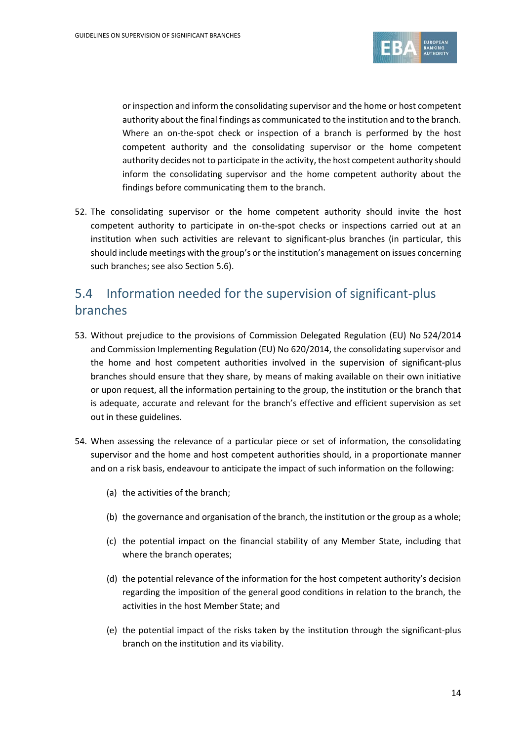or inspection and inform the consolidating supervisor and the home or host competent authority about the final findings as communicated to the institution and to the branch. Where an on-the-spot check or inspection of a branch is performed by the host competent authority and the consolidating supervisor or the home competent authority decides not to participate in the activity, the host competent authority should inform the consolidating supervisor and the home competent authority about the findings before communicating them to the branch.

52. The consolidating supervisor or the home competent authority should invite the host competent authority to participate in on-the-spot checks or inspections carried out at an institution when such activities are relevant to significant-plus branches (in particular, this should include meetings with the group's or the institution's management on issues concerning such branches; see also Section 5.6).

## 5.4 Information needed for the supervision of significant-plus branches

53. Without prejudice to the provisions of Commission Delegated Regulation (EU) No 524/2014 and Commission Implementing Regulation (EU) No 620/2014, the consolidating supervisor and the home and host competent authorities involved in the supervision of significant-plus branches should ensure that they share, by means of making available on their own initiative or upon request, all the information pertaining to the group, the institution or the branch that is adequate, accurate and relevant for the branch's effective and efficient supervision as set out in these guidelines.

54. When assessing the relevance of a particular piece or set of information, the consolidating supervisor and the home and host competent authorities should, in a proportionate manner and on a risk basis, endeavour to anticipate the impact of such information on the following:

    (a) the activities of the branch;

    (b) the governance and organisation of the branch, the institution or the group as a whole;

    (c) the potential impact on the financial stability of any Member State, including that where the branch operates;

    (d) the potential relevance of the information for the host competent authority's decision regarding the imposition of the general good conditions in relation to the branch, the activities in the host Member State; and

    (e) the potential impact of the risks taken by the institution through the significant-plus branch on the institution and its viability.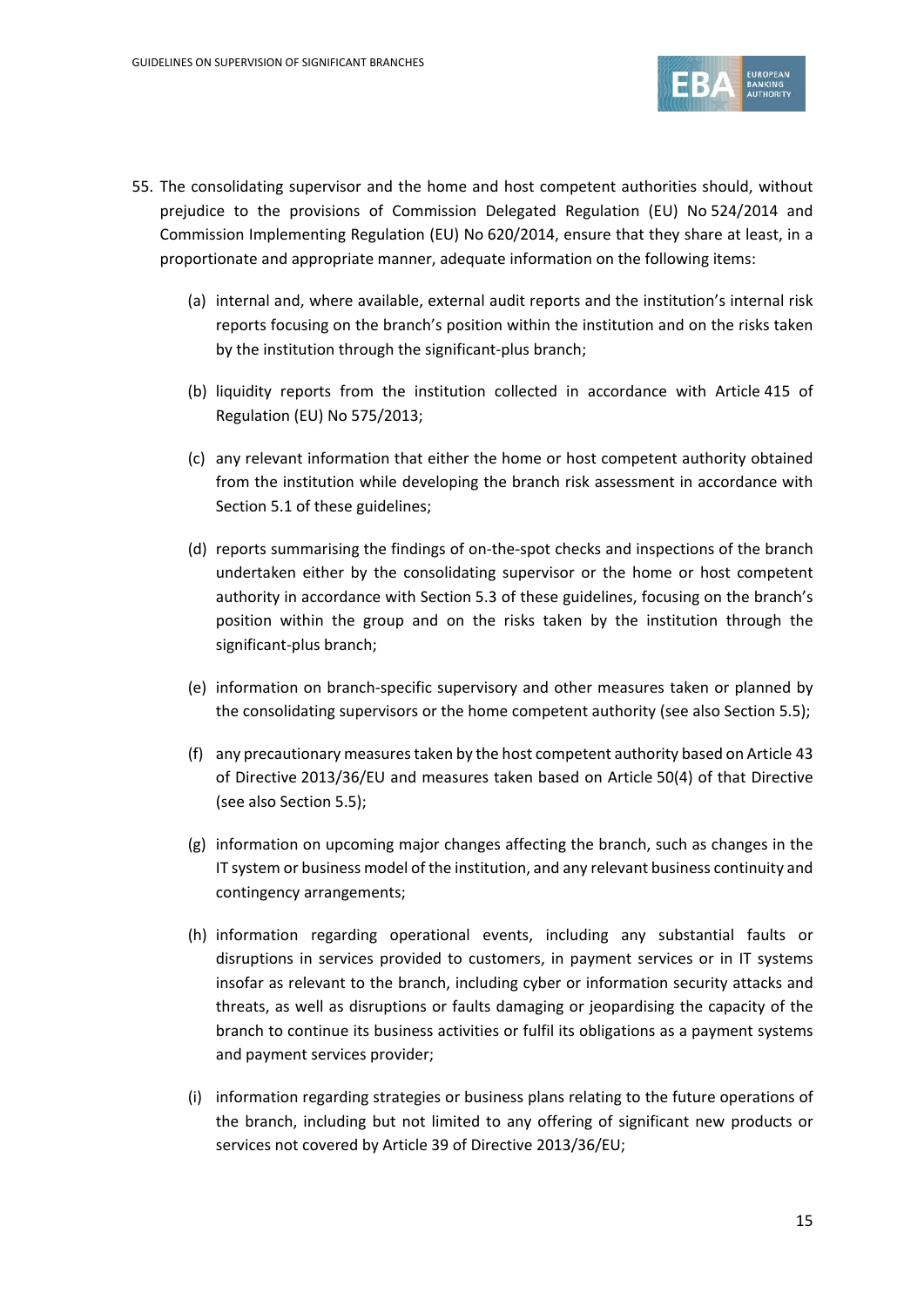55. The consolidating supervisor and the home and host competent authorities should, without prejudice to the provisions of Commission Delegated Regulation (EU) No 524/2014 and Commission Implementing Regulation (EU) No 620/2014, ensure that they share at least, in a proportionate and appropriate manner, adequate information on the following items:

    (a) internal and, where available, external audit reports and the institution's internal risk reports focusing on the branch's position within the institution and on the risks taken by the institution through the significant-plus branch;

    (b) liquidity reports from the institution collected in accordance with Article 415 of Regulation (EU) No 575/2013;

    (c) any relevant information that either the home or host competent authority obtained from the institution while developing the branch risk assessment in accordance with Section 5.1 of these guidelines;

    (d) reports summarising the findings of on-the-spot checks and inspections of the branch undertaken either by the consolidating supervisor or the home or host competent authority in accordance with Section 5.3 of these guidelines, focusing on the branch's position within the group and on the risks taken by the institution through the significant-plus branch;

    (e) information on branch-specific supervisory and other measures taken or planned by the consolidating supervisors or the home competent authority (see also Section 5.5);

    (f) any precautionary measures taken by the host competent authority based on Article 43 of Directive 2013/36/EU and measures taken based on Article 50(4) of that Directive (see also Section 5.5);

    (g) information on upcoming major changes affecting the branch, such as changes in the IT system or business model of the institution, and any relevant business continuity and contingency arrangements;

    (h) information regarding operational events, including any substantial faults or disruptions in services provided to customers, in payment services or in IT systems insofar as relevant to the branch, including cyber or information security attacks and threats, as well as disruptions or faults damaging or jeopardising the capacity of the branch to continue its business activities or fulfil its obligations as a payment systems and payment services provider;

    (i) information regarding strategies or business plans relating to the future operations of the branch, including but not limited to any offering of significant new products or services not covered by Article 39 of Directive 2013/36/EU;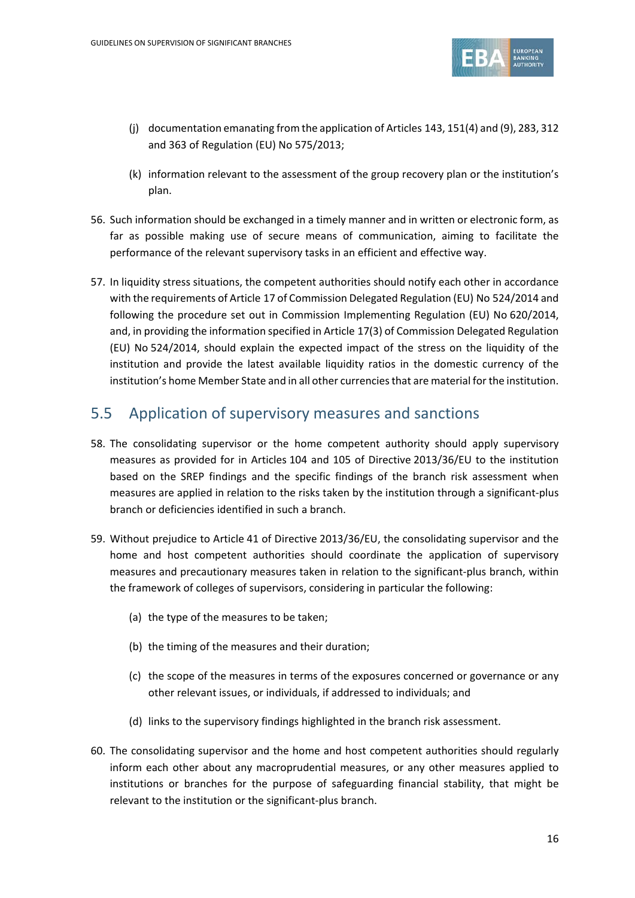(j) documentation emanating from the application of Articles 143, 151(4) and (9), 283, 312 and 363 of Regulation (EU) No 575/2013;

(k) information relevant to the assessment of the group recovery plan or the institution's plan.

56. Such information should be exchanged in a timely manner and in written or electronic form, as far as possible making use of secure means of communication, aiming to facilitate the performance of the relevant supervisory tasks in an efficient and effective way.

57. In liquidity stress situations, the competent authorities should notify each other in accordance with the requirements of Article 17 of Commission Delegated Regulation (EU) No 524/2014 and following the procedure set out in Commission Implementing Regulation (EU) No 620/2014, and, in providing the information specified in Article 17(3) of Commission Delegated Regulation (EU) No 524/2014, should explain the expected impact of the stress on the liquidity of the institution and provide the latest available liquidity ratios in the domestic currency of the institution's home Member State and in all other currencies that are material for the institution.

## 5.5 Application of supervisory measures and sanctions

58. The consolidating supervisor or the home competent authority should apply supervisory measures as provided for in Articles 104 and 105 of Directive 2013/36/EU to the institution based on the SREP findings and the specific findings of the branch risk assessment when measures are applied in relation to the risks taken by the institution through a significant-plus branch or deficiencies identified in such a branch.

59. Without prejudice to Article 41 of Directive 2013/36/EU, the consolidating supervisor and the home and host competent authorities should coordinate the application of supervisory measures and precautionary measures taken in relation to the significant-plus branch, within the framework of colleges of supervisors, considering in particular the following:

(a) the type of the measures to be taken;

(b) the timing of the measures and their duration;

(c) the scope of the measures in terms of the exposures concerned or governance or any other relevant issues, or individuals, if addressed to individuals; and

(d) links to the supervisory findings highlighted in the branch risk assessment.

60. The consolidating supervisor and the home and host competent authorities should regularly inform each other about any macroprudential measures, or any other measures applied to institutions or branches for the purpose of safeguarding financial stability, that might be relevant to the institution or the significant-plus branch.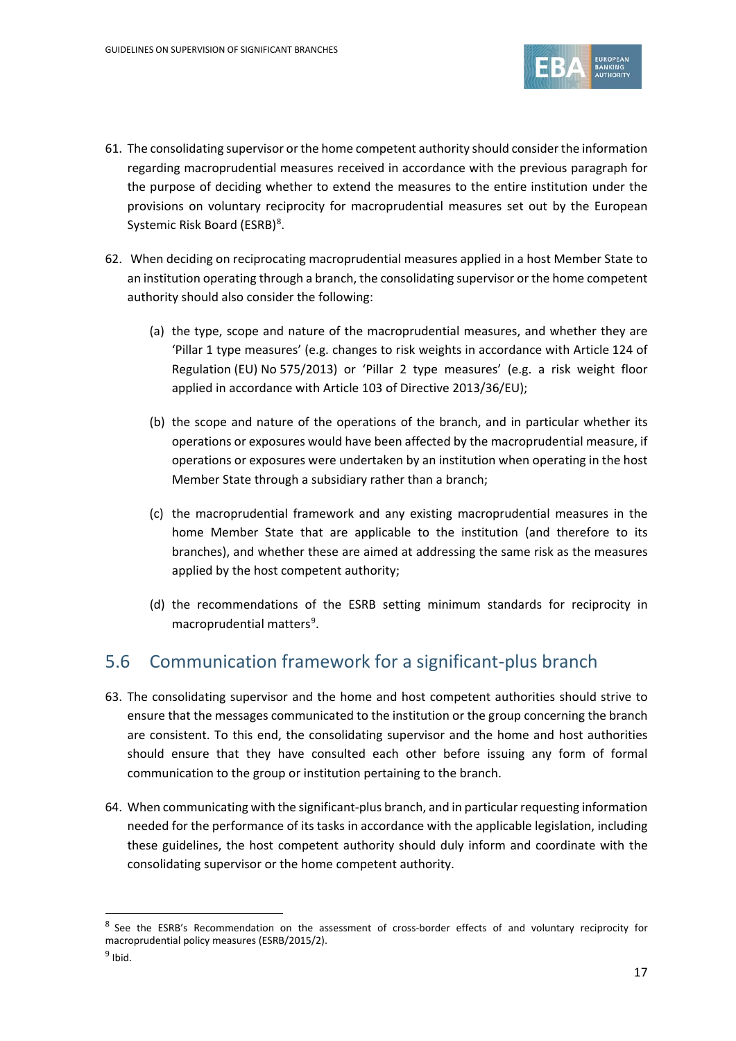61. The consolidating supervisor or the home competent authority should consider the information regarding macroprudential measures received in accordance with the previous paragraph for the purpose of deciding whether to extend the measures to the entire institution under the provisions on voluntary reciprocity for macroprudential measures set out by the European Systemic Risk Board (ESRB)[8].

62. When deciding on reciprocating macroprudential measures applied in a host Member State to an institution operating through a branch, the consolidating supervisor or the home competent authority should also consider the following:

    (a) the type, scope and nature of the macroprudential measures, and whether they are 'Pillar 1 type measures' (e.g. changes to risk weights in accordance with Article 124 of Regulation (EU) No 575/2013) or 'Pillar 2 type measures' (e.g. a risk weight floor applied in accordance with Article 103 of Directive 2013/36/EU);

    (b) the scope and nature of the operations of the branch, and in particular whether its operations or exposures would have been affected by the macroprudential measure, if operations or exposures were undertaken by an institution when operating in the host Member State through a subsidiary rather than a branch;

    (c) the macroprudential framework and any existing macroprudential measures in the home Member State that are applicable to the institution (and therefore to its branches), and whether these are aimed at addressing the same risk as the measures applied by the host competent authority;

    (d) the recommendations of the ESRB setting minimum standards for reciprocity in macroprudential matters[9].

## 5.6 Communication framework for a significant-plus branch

63. The consolidating supervisor and the home and host competent authorities should strive to ensure that the messages communicated to the institution or the group concerning the branch are consistent. To this end, the consolidating supervisor and the home and host authorities should ensure that they have consulted each other before issuing any form of formal communication to the group or institution pertaining to the branch.

64. When communicating with the significant-plus branch, and in particular requesting information needed for the performance of its tasks in accordance with the applicable legislation, including these guidelines, the host competent authority should duly inform and coordinate with the consolidating supervisor or the home competent authority.

---

[8] See the ESRB's Recommendation on the assessment of cross-border effects of and voluntary reciprocity for macroprudential policy measures (ESRB/2015/2).

[9] Ibid.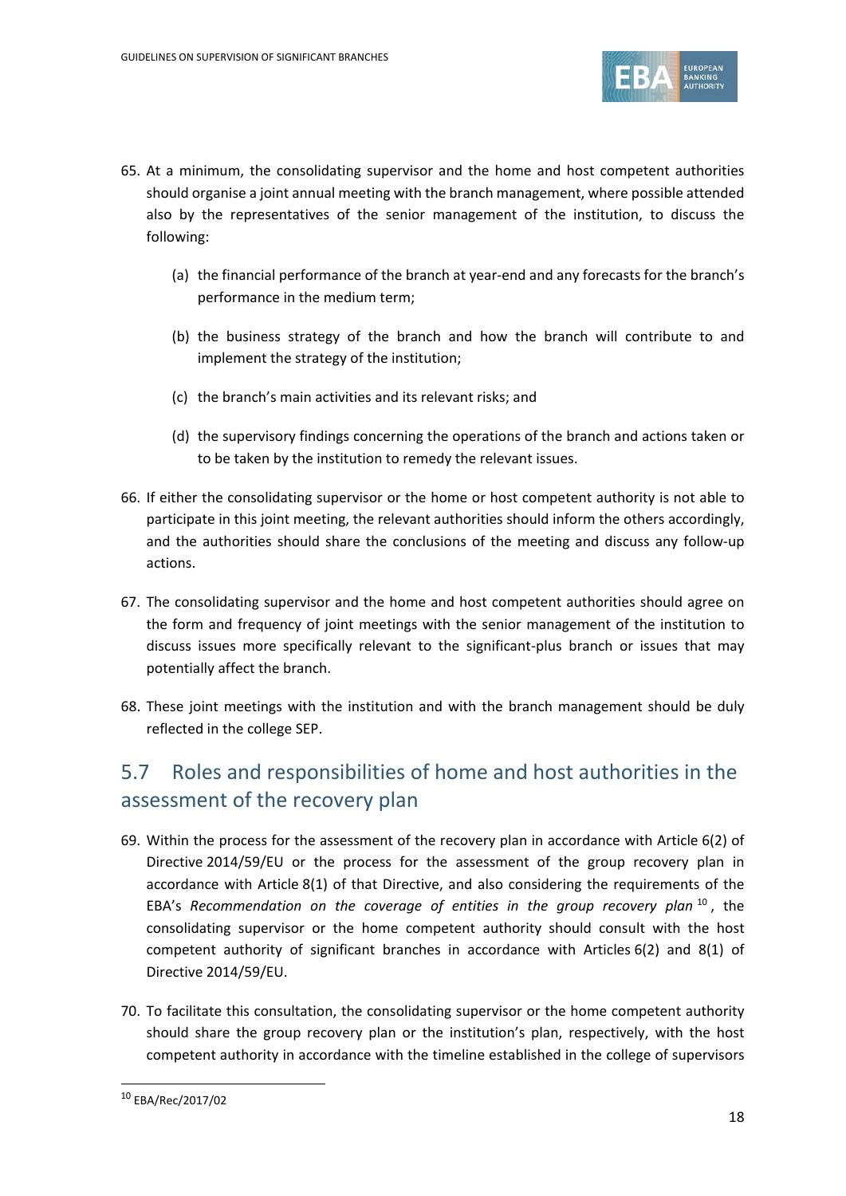65. At a minimum, the consolidating supervisor and the home and host competent authorities should organise a joint annual meeting with the branch management, where possible attended also by the representatives of the senior management of the institution, to discuss the following:

    (a) the financial performance of the branch at year-end and any forecasts for the branch's performance in the medium term;

    (b) the business strategy of the branch and how the branch will contribute to and implement the strategy of the institution;

    (c) the branch's main activities and its relevant risks; and

    (d) the supervisory findings concerning the operations of the branch and actions taken or to be taken by the institution to remedy the relevant issues.

66. If either the consolidating supervisor or the home or host competent authority is not able to participate in this joint meeting, the relevant authorities should inform the others accordingly, and the authorities should share the conclusions of the meeting and discuss any follow-up actions.

67. The consolidating supervisor and the home and host competent authorities should agree on the form and frequency of joint meetings with the senior management of the institution to discuss issues more specifically relevant to the significant-plus branch or issues that may potentially affect the branch.

68. These joint meetings with the institution and with the branch management should be duly reflected in the college SEP.

## 5.7 Roles and responsibilities of home and host authorities in the assessment of the recovery plan

69. Within the process for the assessment of the recovery plan in accordance with Article 6(2) of Directive 2014/59/EU or the process for the assessment of the group recovery plan in accordance with Article 8(1) of that Directive, and also considering the requirements of the EBA's *Recommendation on the coverage of entities in the group recovery plan*[10], the consolidating supervisor or the home competent authority should consult with the host competent authority of significant branches in accordance with Articles 6(2) and 8(1) of Directive 2014/59/EU.

70. To facilitate this consultation, the consolidating supervisor or the home competent authority should share the group recovery plan or the institution's plan, respectively, with the host competent authority in accordance with the timeline established in the college of supervisors

[10] EBA/Rec/2017/02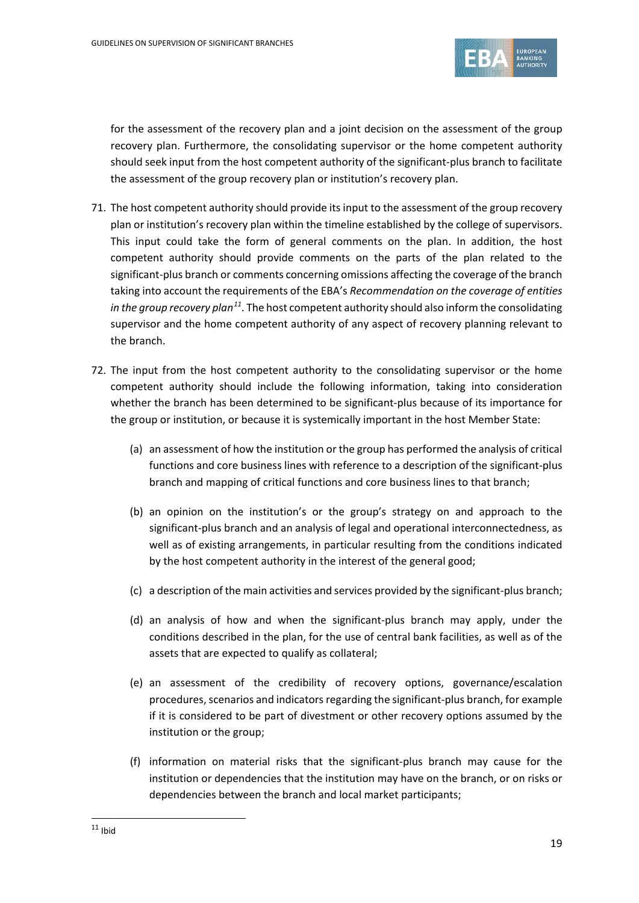for the assessment of the recovery plan and a joint decision on the assessment of the group recovery plan. Furthermore, the consolidating supervisor or the home competent authority should seek input from the host competent authority of the significant-plus branch to facilitate the assessment of the group recovery plan or institution's recovery plan.

71. The host competent authority should provide its input to the assessment of the group recovery plan or institution's recovery plan within the timeline established by the college of supervisors. This input could take the form of general comments on the plan. In addition, the host competent authority should provide comments on the parts of the plan related to the significant-plus branch or comments concerning omissions affecting the coverage of the branch taking into account the requirements of the EBA's *Recommendation on the coverage of entities in the group recovery plan*[11]. The host competent authority should also inform the consolidating supervisor and the home competent authority of any aspect of recovery planning relevant to the branch.

72. The input from the host competent authority to the consolidating supervisor or the home competent authority should include the following information, taking into consideration whether the branch has been determined to be significant-plus because of its importance for the group or institution, or because it is systemically important in the host Member State:

    (a) an assessment of how the institution or the group has performed the analysis of critical functions and core business lines with reference to a description of the significant-plus branch and mapping of critical functions and core business lines to that branch;

    (b) an opinion on the institution's or the group's strategy on and approach to the significant-plus branch and an analysis of legal and operational interconnectedness, as well as of existing arrangements, in particular resulting from the conditions indicated by the host competent authority in the interest of the general good;

    (c) a description of the main activities and services provided by the significant-plus branch;

    (d) an analysis of how and when the significant-plus branch may apply, under the conditions described in the plan, for the use of central bank facilities, as well as of the assets that are expected to qualify as collateral;

    (e) an assessment of the credibility of recovery options, governance/escalation procedures, scenarios and indicators regarding the significant-plus branch, for example if it is considered to be part of divestment or other recovery options assumed by the institution or the group;

    (f) information on material risks that the significant-plus branch may cause for the institution or dependencies that the institution may have on the branch, or on risks or dependencies between the branch and local market participants;

---

[11] Ibid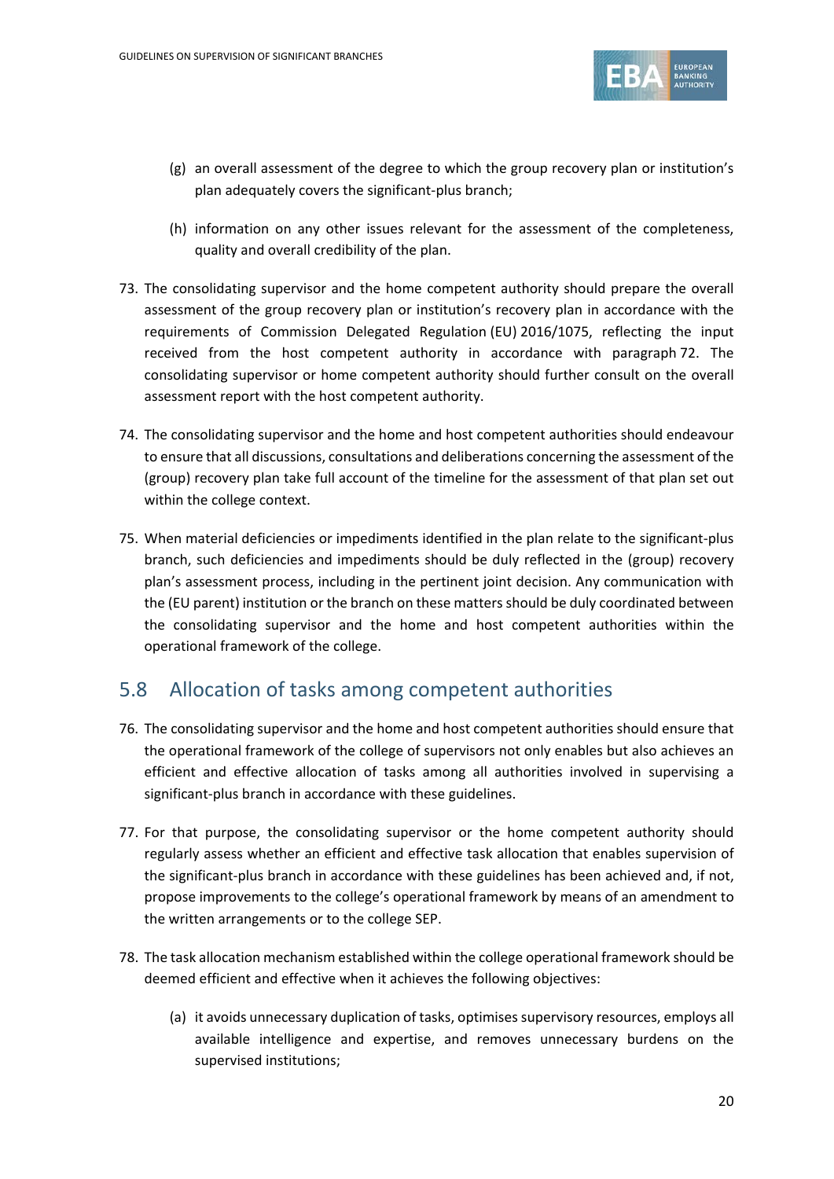(g) an overall assessment of the degree to which the group recovery plan or institution's plan adequately covers the significant-plus branch;

(h) information on any other issues relevant for the assessment of the completeness, quality and overall credibility of the plan.

73. The consolidating supervisor and the home competent authority should prepare the overall assessment of the group recovery plan or institution's recovery plan in accordance with the requirements of Commission Delegated Regulation (EU) 2016/1075, reflecting the input received from the host competent authority in accordance with paragraph 72. The consolidating supervisor or home competent authority should further consult on the overall assessment report with the host competent authority.

74. The consolidating supervisor and the home and host competent authorities should endeavour to ensure that all discussions, consultations and deliberations concerning the assessment of the (group) recovery plan take full account of the timeline for the assessment of that plan set out within the college context.

75. When material deficiencies or impediments identified in the plan relate to the significant-plus branch, such deficiencies and impediments should be duly reflected in the (group) recovery plan's assessment process, including in the pertinent joint decision. Any communication with the (EU parent) institution or the branch on these matters should be duly coordinated between the consolidating supervisor and the home and host competent authorities within the operational framework of the college.

## 5.8 Allocation of tasks among competent authorities

76. The consolidating supervisor and the home and host competent authorities should ensure that the operational framework of the college of supervisors not only enables but also achieves an efficient and effective allocation of tasks among all authorities involved in supervising a significant-plus branch in accordance with these guidelines.

77. For that purpose, the consolidating supervisor or the home competent authority should regularly assess whether an efficient and effective task allocation that enables supervision of the significant-plus branch in accordance with these guidelines has been achieved and, if not, propose improvements to the college's operational framework by means of an amendment to the written arrangements or to the college SEP.

78. The task allocation mechanism established within the college operational framework should be deemed efficient and effective when it achieves the following objectives:

(a) it avoids unnecessary duplication of tasks, optimises supervisory resources, employs all available intelligence and expertise, and removes unnecessary burdens on the supervised institutions;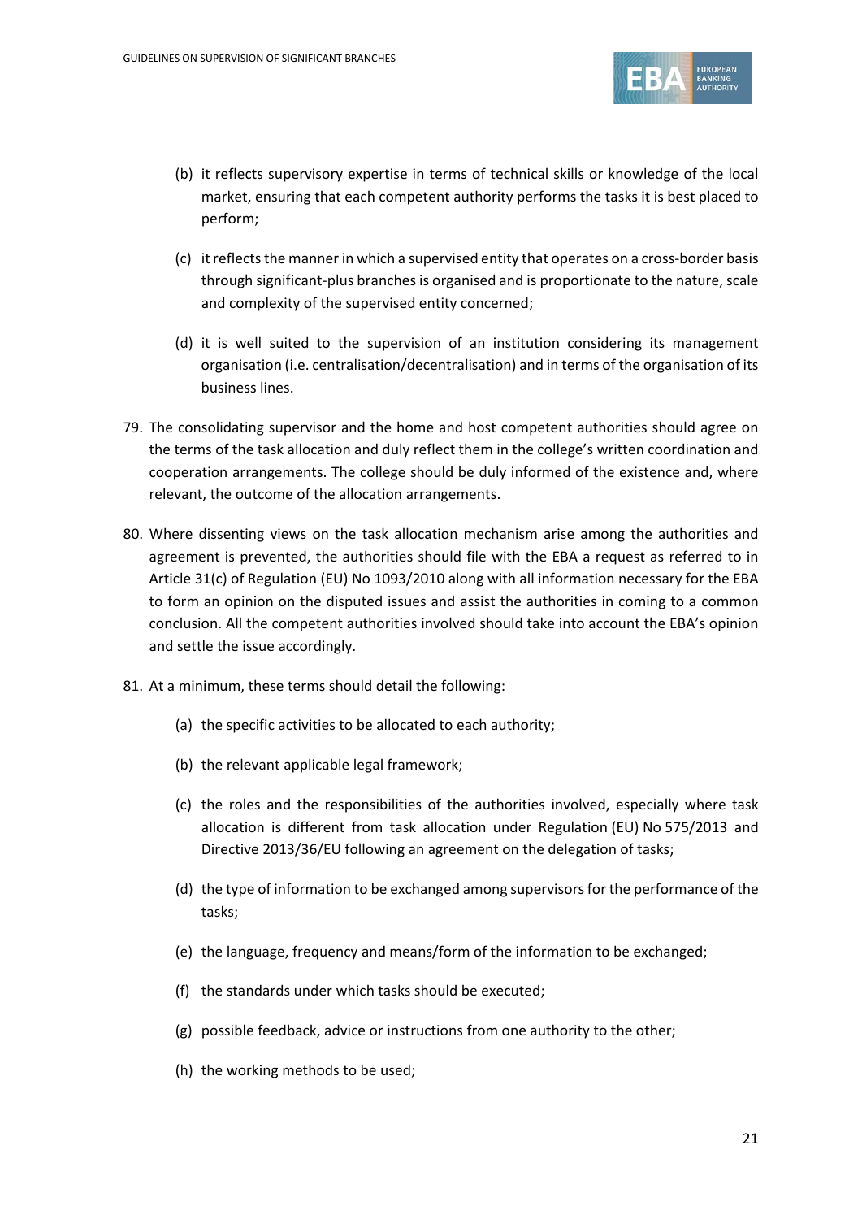(b) it reflects supervisory expertise in terms of technical skills or knowledge of the local market, ensuring that each competent authority performs the tasks it is best placed to perform;

(c) it reflects the manner in which a supervised entity that operates on a cross-border basis through significant-plus branches is organised and is proportionate to the nature, scale and complexity of the supervised entity concerned;

(d) it is well suited to the supervision of an institution considering its management organisation (i.e. centralisation/decentralisation) and in terms of the organisation of its business lines.

79. The consolidating supervisor and the home and host competent authorities should agree on the terms of the task allocation and duly reflect them in the college's written coordination and cooperation arrangements. The college should be duly informed of the existence and, where relevant, the outcome of the allocation arrangements.

80. Where dissenting views on the task allocation mechanism arise among the authorities and agreement is prevented, the authorities should file with the EBA a request as referred to in Article 31(c) of Regulation (EU) No 1093/2010 along with all information necessary for the EBA to form an opinion on the disputed issues and assist the authorities in coming to a common conclusion. All the competent authorities involved should take into account the EBA's opinion and settle the issue accordingly.

81. At a minimum, these terms should detail the following:

(a) the specific activities to be allocated to each authority;

(b) the relevant applicable legal framework;

(c) the roles and the responsibilities of the authorities involved, especially where task allocation is different from task allocation under Regulation (EU) No 575/2013 and Directive 2013/36/EU following an agreement on the delegation of tasks;

(d) the type of information to be exchanged among supervisors for the performance of the tasks;

(e) the language, frequency and means/form of the information to be exchanged;

(f) the standards under which tasks should be executed;

(g) possible feedback, advice or instructions from one authority to the other;

(h) the working methods to be used;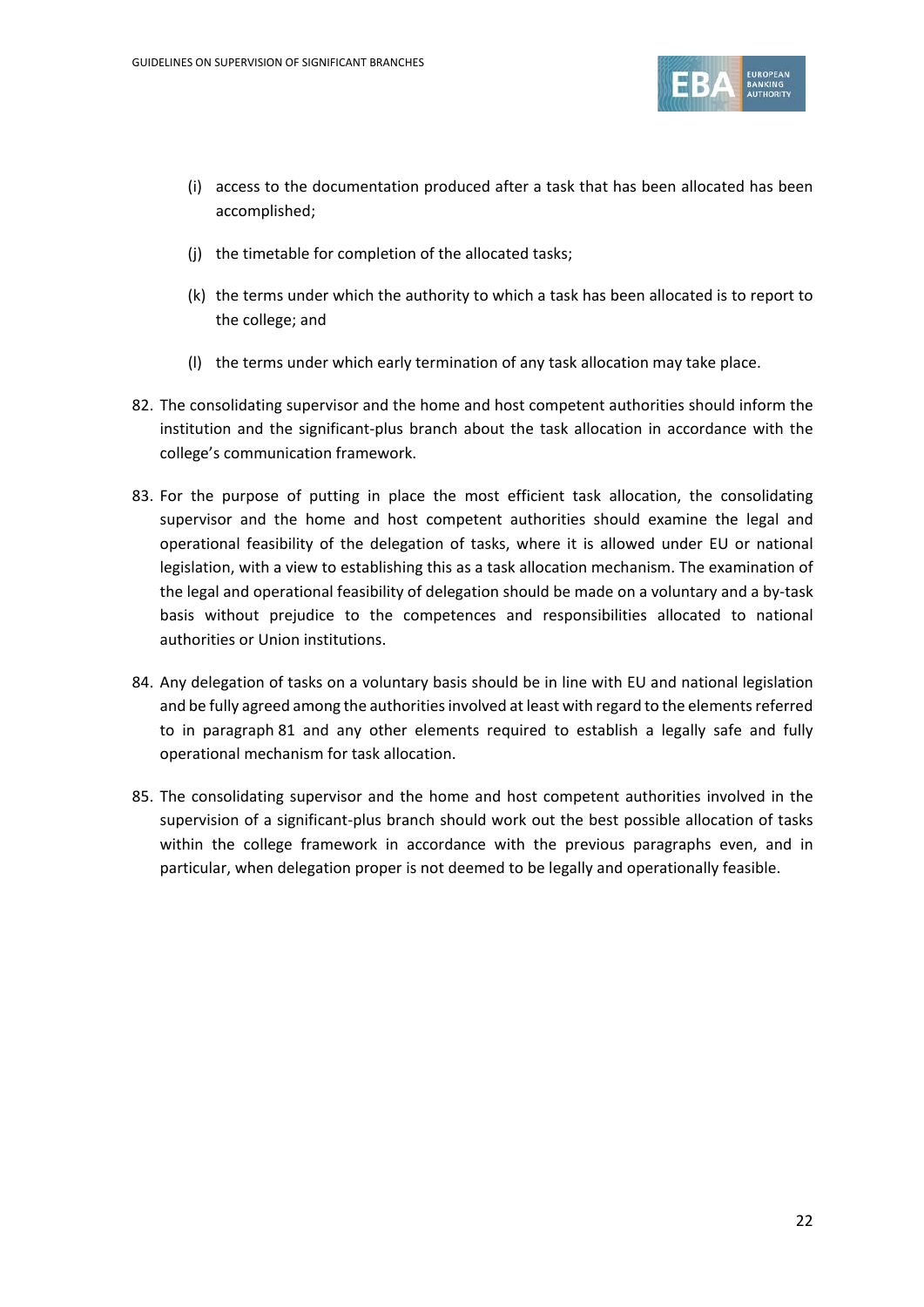(i) access to the documentation produced after a task that has been allocated has been accomplished;

(j) the timetable for completion of the allocated tasks;

(k) the terms under which the authority to which a task has been allocated is to report to the college; and

(l) the terms under which early termination of any task allocation may take place.

82. The consolidating supervisor and the home and host competent authorities should inform the institution and the significant-plus branch about the task allocation in accordance with the college's communication framework.

83. For the purpose of putting in place the most efficient task allocation, the consolidating supervisor and the home and host competent authorities should examine the legal and operational feasibility of the delegation of tasks, where it is allowed under EU or national legislation, with a view to establishing this as a task allocation mechanism. The examination of the legal and operational feasibility of delegation should be made on a voluntary and a by-task basis without prejudice to the competences and responsibilities allocated to national authorities or Union institutions.

84. Any delegation of tasks on a voluntary basis should be in line with EU and national legislation and be fully agreed among the authorities involved at least with regard to the elements referred to in paragraph 81 and any other elements required to establish a legally safe and fully operational mechanism for task allocation.

85. The consolidating supervisor and the home and host competent authorities involved in the supervision of a significant-plus branch should work out the best possible allocation of tasks within the college framework in accordance with the previous paragraphs even, and in particular, when delegation proper is not deemed to be legally and operationally feasible.